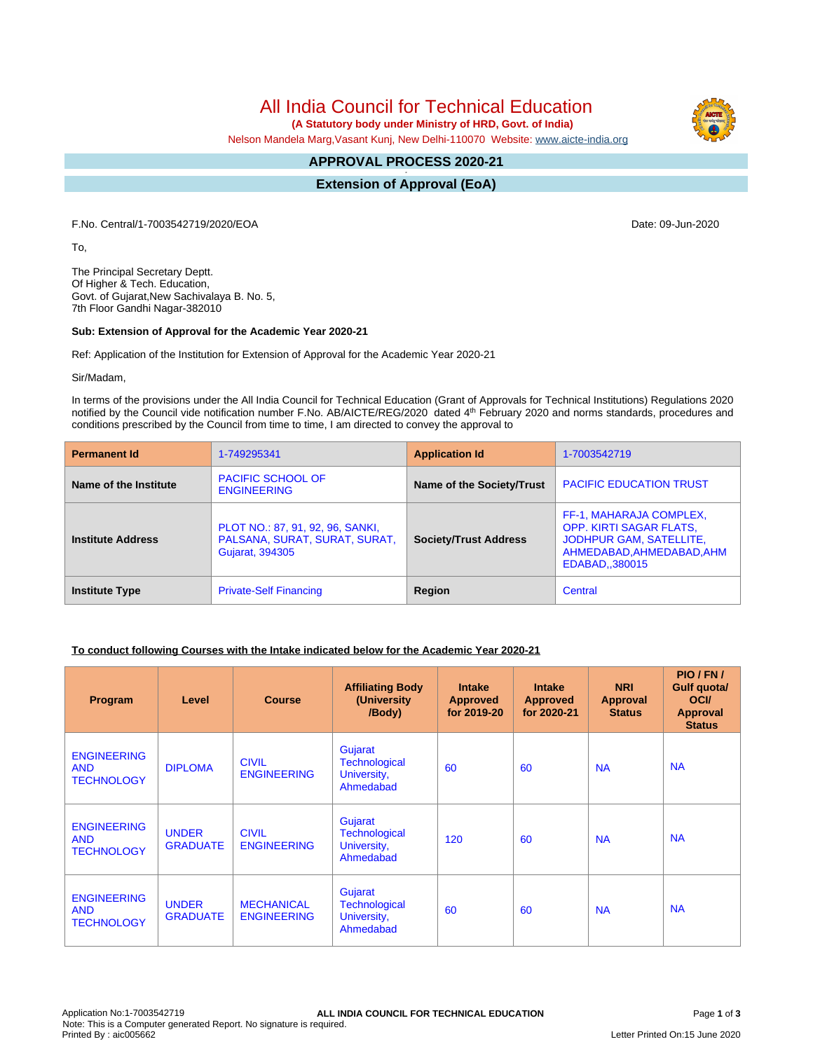# All India Council for Technical Education

**(A Statutory body under Ministry of HRD, Govt. of India)**

Nelson Mandela Marg,Vasant Kunj, New Delhi-110070 Website: www.aicte-india.org

## APPROVAL PROCESS 2020-21

## Extension of Approval (EoA)

F.No. Central/1-7003542719/2020/EOA

Date: 09-Jun-2020

To,

The Principal Secretary Deptt.
Of Higher & Tech. Education,
Govt. of Gujarat,New Sachivalaya B. No. 5,
7th Floor Gandhi Nagar-382010

**Sub: Extension of Approval for the Academic Year 2020-21**

Ref: Application of the Institution for Extension of Approval for the Academic Year 2020-21

Sir/Madam,

In terms of the provisions under the All India Council for Technical Education (Grant of Approvals for Technical Institutions) Regulations 2020 notified by the Council vide notification number F.No. AB/AICTE/REG/2020 dated 4th February 2020 and norms standards, procedures and conditions prescribed by the Council from time to time, I am directed to convey the approval to

| **Permanent Id** | 1-749295341 | **Application Id** | 1-7003542719 |
|---|---|---|---|
| **Name of the Institute** | PACIFIC SCHOOL OF ENGINEERING | **Name of the Society/Trust** | PACIFIC EDUCATION TRUST |
| **Institute Address** | PLOT NO.: 87, 91, 92, 96, SANKI, PALSANA, SURAT, SURAT, SURAT, Gujarat, 394305 | **Society/Trust Address** | FF-1, MAHARAJA COMPLEX, OPP. KIRTI SAGAR FLATS, JODHPUR GAM, SATELLITE, AHMEDABAD,AHMEDABAD,AHMEDABAD,,380015 |
| **Institute Type** | Private-Self Financing | **Region** | Central |

**To conduct following Courses with the Intake indicated below for the Academic Year 2020-21**

| Program | Level | Course | Affiliating Body (University /Body) | Intake Approved for 2019-20 | Intake Approved for 2020-21 | NRI Approval Status | PIO / FN / Gulf quota/ OCI/ Approval Status |
|---|---|---|---|---|---|---|---|
| ENGINEERING AND TECHNOLOGY | DIPLOMA | CIVIL ENGINEERING | Gujarat Technological University, Ahmedabad | 60 | 60 | NA | NA |
| ENGINEERING AND TECHNOLOGY | UNDER GRADUATE | CIVIL ENGINEERING | Gujarat Technological University, Ahmedabad | 120 | 60 | NA | NA |
| ENGINEERING AND TECHNOLOGY | UNDER GRADUATE | MECHANICAL ENGINEERING | Gujarat Technological University, Ahmedabad | 60 | 60 | NA | NA |

Application No:1-7003542719
Note: This is a Computer generated Report. No signature is required.
Printed By : aic005662

Letter Printed On:15 June 2020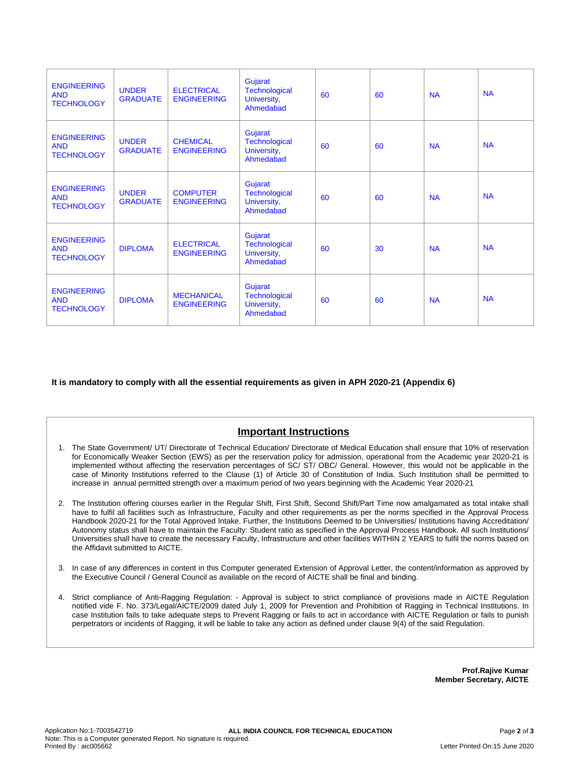| | | | | | | | |
|---|---|---|---|---|---|---|---|
| ENGINEERING AND TECHNOLOGY | UNDER GRADUATE | ELECTRICAL ENGINEERING | Gujarat Technological University, Ahmedabad | 60 | 60 | NA | NA |
| ENGINEERING AND TECHNOLOGY | UNDER GRADUATE | CHEMICAL ENGINEERING | Gujarat Technological University, Ahmedabad | 60 | 60 | NA | NA |
| ENGINEERING AND TECHNOLOGY | UNDER GRADUATE | COMPUTER ENGINEERING | Gujarat Technological University, Ahmedabad | 60 | 60 | NA | NA |
| ENGINEERING AND TECHNOLOGY | DIPLOMA | ELECTRICAL ENGINEERING | Gujarat Technological University, Ahmedabad | 60 | 30 | NA | NA |
| ENGINEERING AND TECHNOLOGY | DIPLOMA | MECHANICAL ENGINEERING | Gujarat Technological University, Ahmedabad | 60 | 60 | NA | NA |

**It is mandatory to comply with all the essential requirements as given in APH 2020-21 (Appendix 6)**

## Important Instructions

1. The State Government/ UT/ Directorate of Technical Education/ Directorate of Medical Education shall ensure that 10% of reservation for Economically Weaker Section (EWS) as per the reservation policy for admission, operational from the Academic year 2020-21 is implemented without affecting the reservation percentages of SC/ ST/ OBC/ General. However, this would not be applicable in the case of Minority Institutions referred to the Clause (1) of Article 30 of Constitution of India. Such Institution shall be permitted to increase in annual permitted strength over a maximum period of two years beginning with the Academic Year 2020-21
2. The Institution offering courses earlier in the Regular Shift, First Shift, Second Shift/Part Time now amalgamated as total intake shall have to fulfil all facilities such as Infrastructure, Faculty and other requirements as per the norms specified in the Approval Process Handbook 2020-21 for the Total Approved Intake. Further, the Institutions Deemed to be Universities/ Institutions having Accreditation/ Autonomy status shall have to maintain the Faculty: Student ratio as specified in the Approval Process Handbook. All such Institutions/ Universities shall have to create the necessary Faculty, Infrastructure and other facilities WITHIN 2 YEARS to fulfil the norms based on the Affidavit submitted to AICTE.
3. In case of any differences in content in this Computer generated Extension of Approval Letter, the content/information as approved by the Executive Council / General Council as available on the record of AICTE shall be final and binding.
4. Strict compliance of Anti-Ragging Regulation: - Approval is subject to strict compliance of provisions made in AICTE Regulation notified vide F. No. 373/Legal/AICTE/2009 dated July 1, 2009 for Prevention and Prohibition of Ragging in Technical Institutions. In case Institution fails to take adequate steps to Prevent Ragging or fails to act in accordance with AICTE Regulation or fails to punish perpetrators or incidents of Ragging, it will be liable to take any action as defined under clause 9(4) of the said Regulation.

**Prof.Rajive Kumar**
**Member Secretary, AICTE**

Application No:1-7003542719
Note: This is a Computer generated Report. No signature is required.
Printed By : aic005662
Letter Printed On:15 June 2020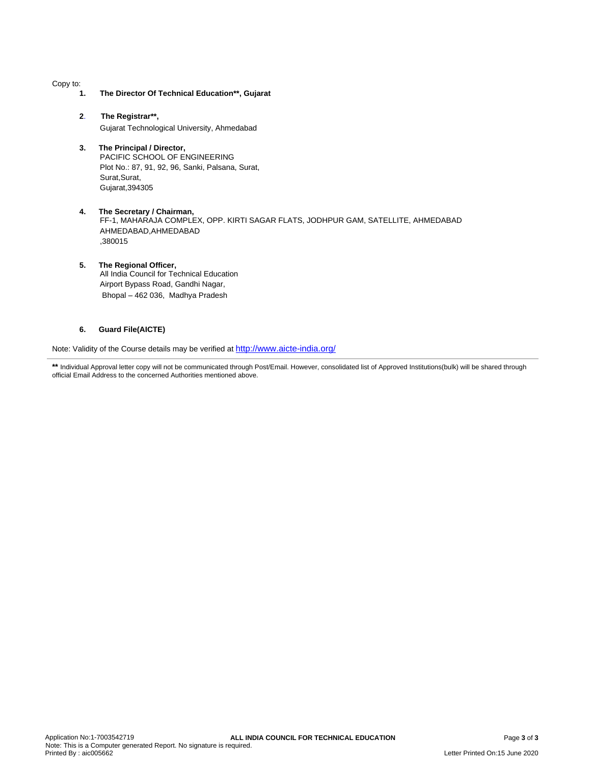Copy to:

1. **The Director Of Technical Education**, Gujarat**

2. **The Registrar**,**
   Gujarat Technological University, Ahmedabad

3. **The Principal / Director,**
   PACIFIC SCHOOL OF ENGINEERING
   Plot No.: 87, 91, 92, 96, Sanki, Palsana, Surat,
   Surat,Surat,
   Gujarat,394305

4. **The Secretary / Chairman,**
   FF-1, MAHARAJA COMPLEX, OPP. KIRTI SAGAR FLATS, JODHPUR GAM, SATELLITE, AHMEDABAD
   AHMEDABAD,AHMEDABAD
   ,380015

5. **The Regional Officer,**
   All India Council for Technical Education
   Airport Bypass Road, Gandhi Nagar,
   Bhopal – 462 036, Madhya Pradesh

6. **Guard File(AICTE)**

Note: Validity of the Course details may be verified at http://www.aicte-india.org/

---

**\*\*** Individual Approval letter copy will not be communicated through Post/Email. However, consolidated list of Approved Institutions(bulk) will be shared through official Email Address to the concerned Authorities mentioned above.

Application No:1-7003542719
Note: This is a Computer generated Report. No signature is required.
Printed By : aic005662

Letter Printed On:15 June 2020